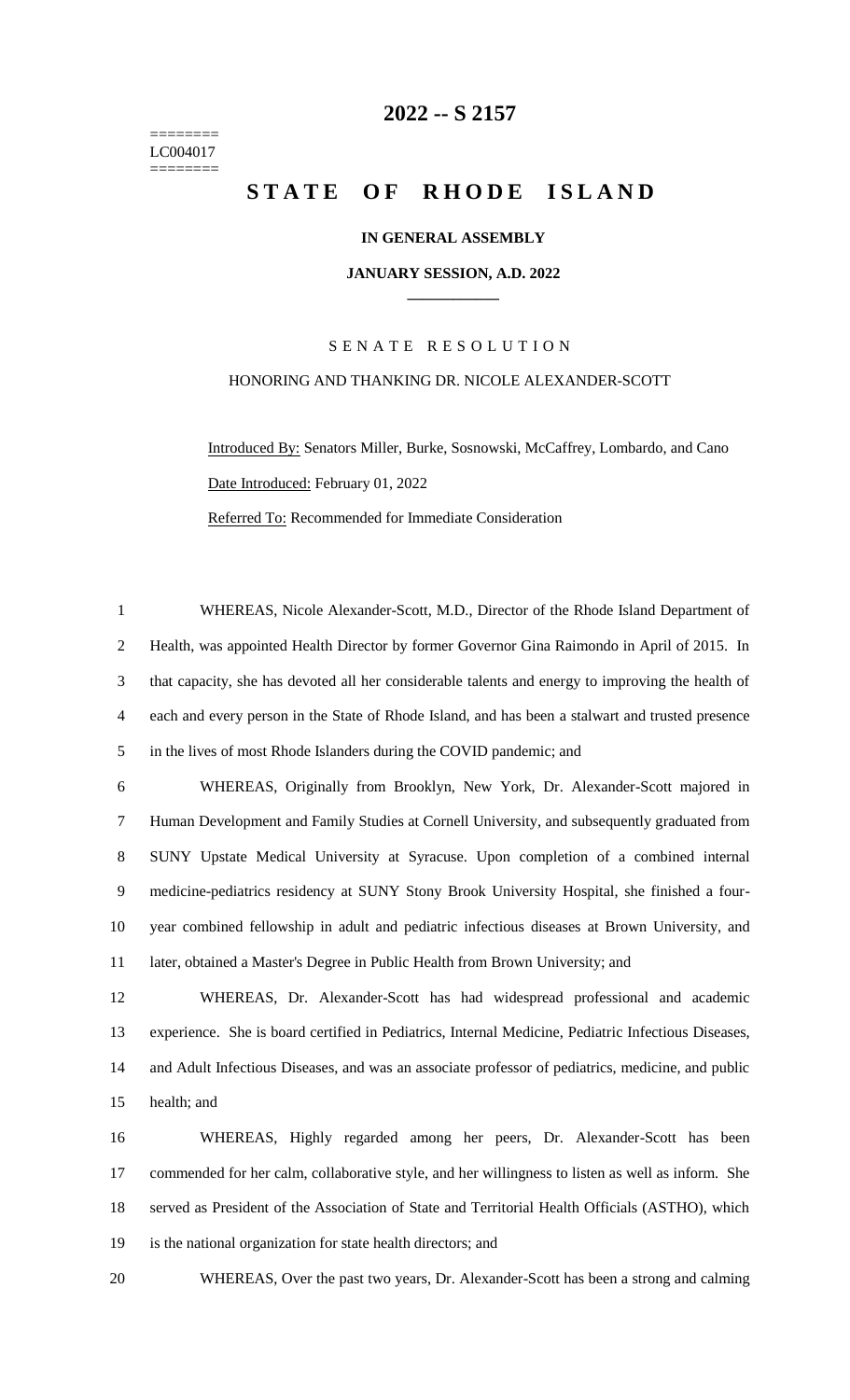# 2022 -- S 2157

========
LC004017
========

# STATE OF RHODE ISLAND

**IN GENERAL ASSEMBLY**

**JANUARY SESSION, A.D. 2022**

S E N A T E   R E S O L U T I O N

HONORING AND THANKING DR. NICOLE ALEXANDER-SCOTT

Introduced By: Senators Miller, Burke, Sosnowski, McCaffrey, Lombardo, and Cano

Date Introduced: February 01, 2022

Referred To: Recommended for Immediate Consideration

WHEREAS, Nicole Alexander-Scott, M.D., Director of the Rhode Island Department of Health, was appointed Health Director by former Governor Gina Raimondo in April of 2015. In that capacity, she has devoted all her considerable talents and energy to improving the health of each and every person in the State of Rhode Island, and has been a stalwart and trusted presence in the lives of most Rhode Islanders during the COVID pandemic; and

WHEREAS, Originally from Brooklyn, New York, Dr. Alexander-Scott majored in Human Development and Family Studies at Cornell University, and subsequently graduated from SUNY Upstate Medical University at Syracuse. Upon completion of a combined internal medicine-pediatrics residency at SUNY Stony Brook University Hospital, she finished a four-year combined fellowship in adult and pediatric infectious diseases at Brown University, and later, obtained a Master's Degree in Public Health from Brown University; and

WHEREAS, Dr. Alexander-Scott has had widespread professional and academic experience. She is board certified in Pediatrics, Internal Medicine, Pediatric Infectious Diseases, and Adult Infectious Diseases, and was an associate professor of pediatrics, medicine, and public health; and

WHEREAS, Highly regarded among her peers, Dr. Alexander-Scott has been commended for her calm, collaborative style, and her willingness to listen as well as inform. She served as President of the Association of State and Territorial Health Officials (ASTHO), which is the national organization for state health directors; and

WHEREAS, Over the past two years, Dr. Alexander-Scott has been a strong and calming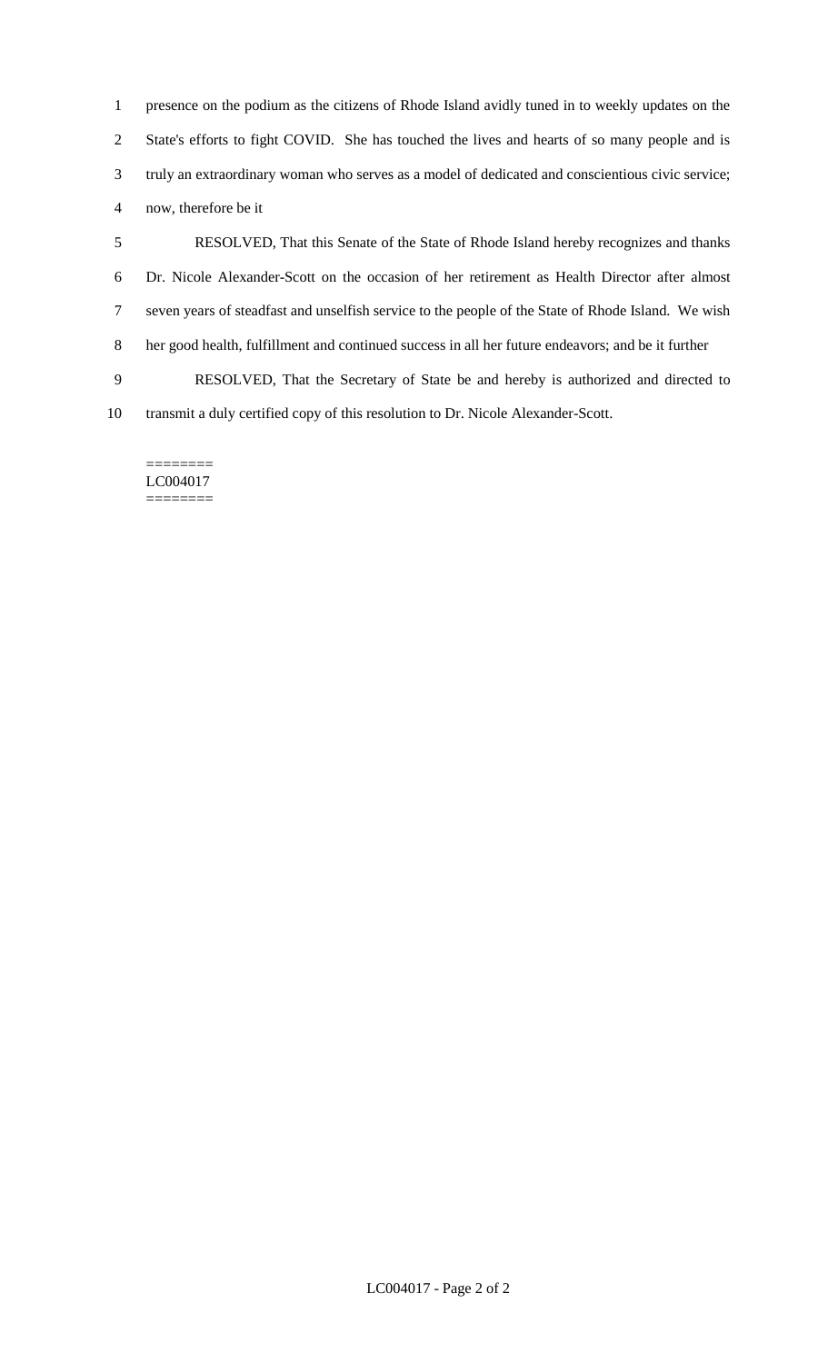presence on the podium as the citizens of Rhode Island avidly tuned in to weekly updates on the State's efforts to fight COVID. She has touched the lives and hearts of so many people and is truly an extraordinary woman who serves as a model of dedicated and conscientious civic service; now, therefore be it

RESOLVED, That this Senate of the State of Rhode Island hereby recognizes and thanks Dr. Nicole Alexander-Scott on the occasion of her retirement as Health Director after almost seven years of steadfast and unselfish service to the people of the State of Rhode Island. We wish her good health, fulfillment and continued success in all her future endeavors; and be it further

RESOLVED, That the Secretary of State be and hereby is authorized and directed to transmit a duly certified copy of this resolution to Dr. Nicole Alexander-Scott.

========
LC004017
========